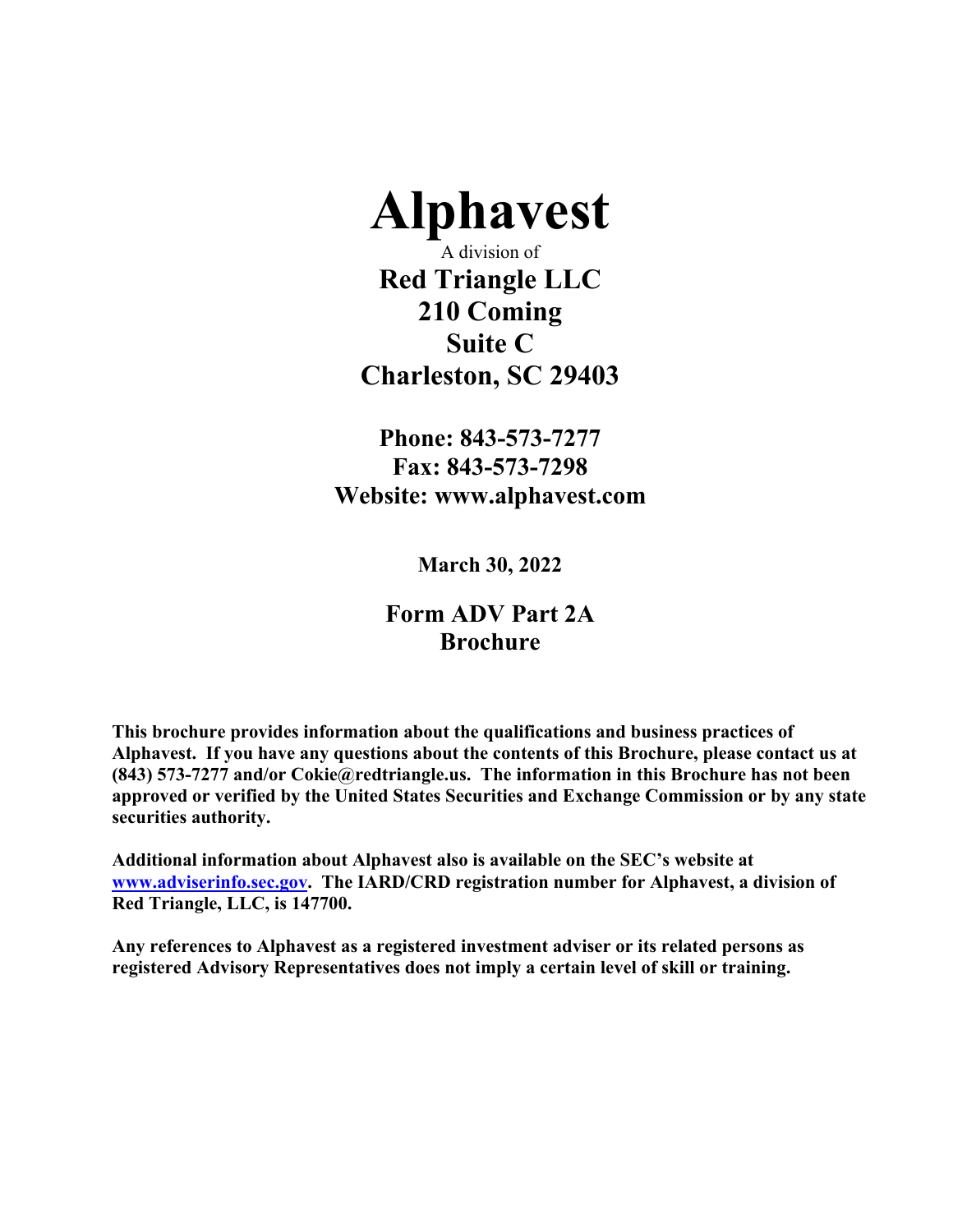# Alphavest

A division of

**Red Triangle LLC**
**210 Coming**
**Suite C**
**Charleston, SC 29403**

**Phone: 843-573-7277**
**Fax: 843-573-7298**
**Website: www.alphavest.com**

**March 30, 2022**

## Form ADV Part 2A Brochure

**This brochure provides information about the qualifications and business practices of Alphavest. If you have any questions about the contents of this Brochure, please contact us at (843) 573-7277 and/or Cokie@redtriangle.us. The information in this Brochure has not been approved or verified by the United States Securities and Exchange Commission or by any state securities authority.**

**Additional information about Alphavest also is available on the SEC's website at [www.adviserinfo.sec.gov](http://www.adviserinfo.sec.gov). The IARD/CRD registration number for Alphavest, a division of Red Triangle, LLC, is 147700.**

**Any references to Alphavest as a registered investment adviser or its related persons as registered Advisory Representatives does not imply a certain level of skill or training.**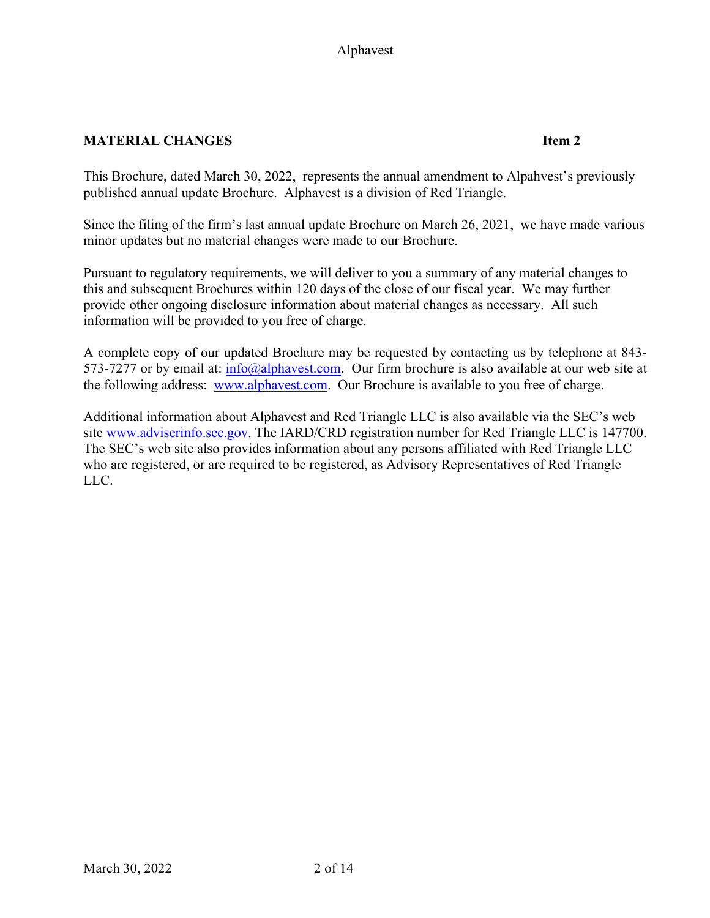## MATERIAL CHANGES **Item 2**

This Brochure, dated March 30, 2022, represents the annual amendment to Alpahvest's previously published annual update Brochure. Alphavest is a division of Red Triangle.

Since the filing of the firm's last annual update Brochure on March 26, 2021, we have made various minor updates but no material changes were made to our Brochure.

Pursuant to regulatory requirements, we will deliver to you a summary of any material changes to this and subsequent Brochures within 120 days of the close of our fiscal year. We may further provide other ongoing disclosure information about material changes as necessary. All such information will be provided to you free of charge.

A complete copy of our updated Brochure may be requested by contacting us by telephone at 843-573-7277 or by email at: info@alphavest.com. Our firm brochure is also available at our web site at the following address: www.alphavest.com. Our Brochure is available to you free of charge.

Additional information about Alphavest and Red Triangle LLC is also available via the SEC's web site www.adviserinfo.sec.gov. The IARD/CRD registration number for Red Triangle LLC is 147700. The SEC's web site also provides information about any persons affiliated with Red Triangle LLC who are registered, or are required to be registered, as Advisory Representatives of Red Triangle LLC.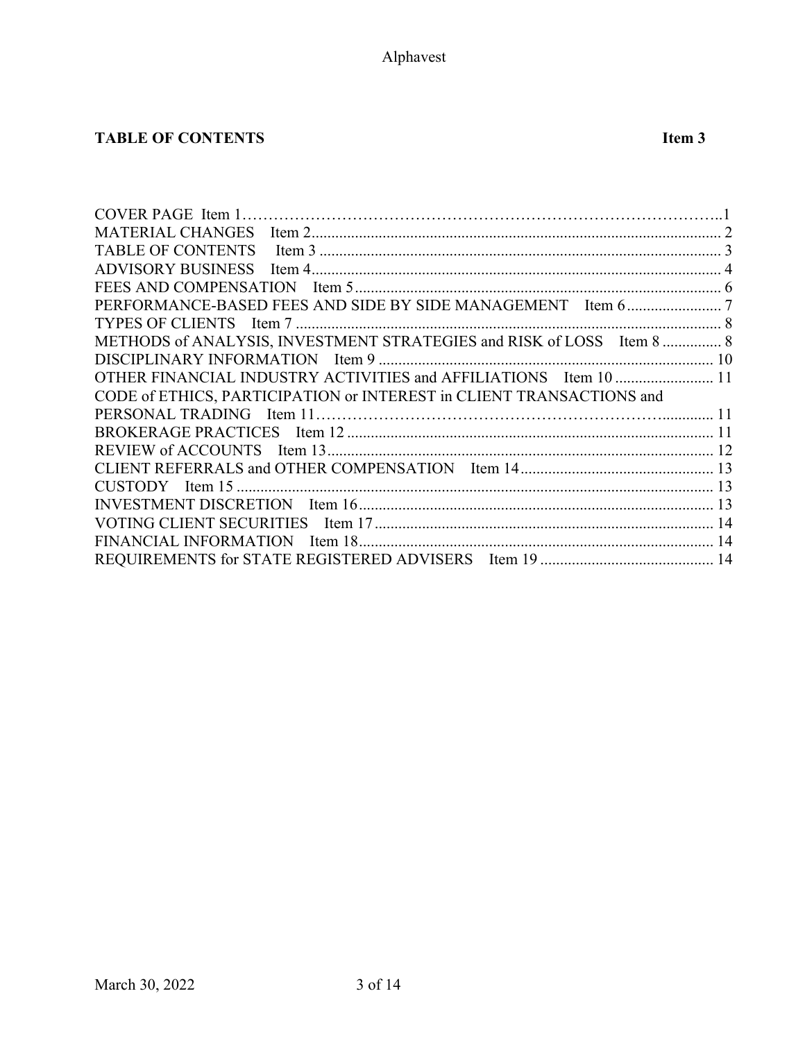## TABLE OF CONTENTS Item 3

COVER PAGE Item 1……………………………………………………………………………..1
MATERIAL CHANGES Item 2....................................................................................................... 2
TABLE OF CONTENTS Item 3 ..................................................................................................... 3
ADVISORY BUSINESS Item 4....................................................................................................... 4
FEES AND COMPENSATION Item 5............................................................................................ 6
PERFORMANCE-BASED FEES AND SIDE BY SIDE MANAGEMENT Item 6........................ 7
TYPES OF CLIENTS Item 7 ........................................................................................................... 8
METHODS of ANALYSIS, INVESTMENT STRATEGIES and RISK of LOSS Item 8 ............... 8
DISCIPLINARY INFORMATION Item 9 .................................................................................... 10
OTHER FINANCIAL INDUSTRY ACTIVITIES and AFFILIATIONS Item 10 ......................... 11
CODE of ETHICS, PARTICIPATION or INTEREST in CLIENT TRANSACTIONS and PERSONAL TRADING Item 11…………………………………………………………............ 11
BROKERAGE PRACTICES Item 12 ............................................................................................ 11
REVIEW of ACCOUNTS Item 13.................................................................................................. 12
CLIENT REFERRALS and OTHER COMPENSATION Item 14................................................. 13
CUSTODY Item 15 ........................................................................................................................ 13
INVESTMENT DISCRETION Item 16.......................................................................................... 13
VOTING CLIENT SECURITIES Item 17...................................................................................... 14
FINANCIAL INFORMATION Item 18.......................................................................................... 14
REQUIREMENTS for STATE REGISTERED ADVISERS Item 19 ............................................ 14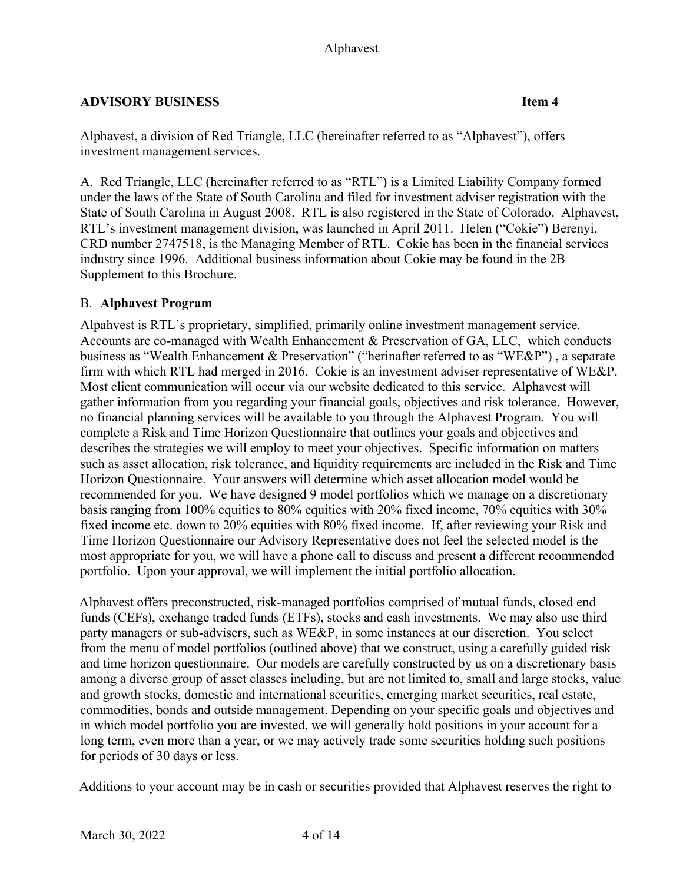## ADVISORY BUSINESS Item 4

Alphavest, a division of Red Triangle, LLC (hereinafter referred to as "Alphavest"), offers investment management services.

A. Red Triangle, LLC (hereinafter referred to as "RTL") is a Limited Liability Company formed under the laws of the State of South Carolina and filed for investment adviser registration with the State of South Carolina in August 2008. RTL is also registered in the State of Colorado. Alphavest, RTL's investment management division, was launched in April 2011. Helen ("Cokie") Berenyi, CRD number 2747518, is the Managing Member of RTL. Cokie has been in the financial services industry since 1996. Additional business information about Cokie may be found in the 2B Supplement to this Brochure.

B. **Alphavest Program**

Alpahvest is RTL's proprietary, simplified, primarily online investment management service. Accounts are co-managed with Wealth Enhancement & Preservation of GA, LLC, which conducts business as "Wealth Enhancement & Preservation" ("herinafter referred to as "WE&P") , a separate firm with which RTL had merged in 2016. Cokie is an investment adviser representative of WE&P. Most client communication will occur via our website dedicated to this service. Alphavest will gather information from you regarding your financial goals, objectives and risk tolerance. However, no financial planning services will be available to you through the Alphavest Program. You will complete a Risk and Time Horizon Questionnaire that outlines your goals and objectives and describes the strategies we will employ to meet your objectives. Specific information on matters such as asset allocation, risk tolerance, and liquidity requirements are included in the Risk and Time Horizon Questionnaire. Your answers will determine which asset allocation model would be recommended for you. We have designed 9 model portfolios which we manage on a discretionary basis ranging from 100% equities to 80% equities with 20% fixed income, 70% equities with 30% fixed income etc. down to 20% equities with 80% fixed income. If, after reviewing your Risk and Time Horizon Questionnaire our Advisory Representative does not feel the selected model is the most appropriate for you, we will have a phone call to discuss and present a different recommended portfolio. Upon your approval, we will implement the initial portfolio allocation.

Alphavest offers preconstructed, risk-managed portfolios comprised of mutual funds, closed end funds (CEFs), exchange traded funds (ETFs), stocks and cash investments. We may also use third party managers or sub-advisers, such as WE&P, in some instances at our discretion. You select from the menu of model portfolios (outlined above) that we construct, using a carefully guided risk and time horizon questionnaire. Our models are carefully constructed by us on a discretionary basis among a diverse group of asset classes including, but are not limited to, small and large stocks, value and growth stocks, domestic and international securities, emerging market securities, real estate, commodities, bonds and outside management. Depending on your specific goals and objectives and in which model portfolio you are invested, we will generally hold positions in your account for a long term, even more than a year, or we may actively trade some securities holding such positions for periods of 30 days or less.

Additions to your account may be in cash or securities provided that Alphavest reserves the right to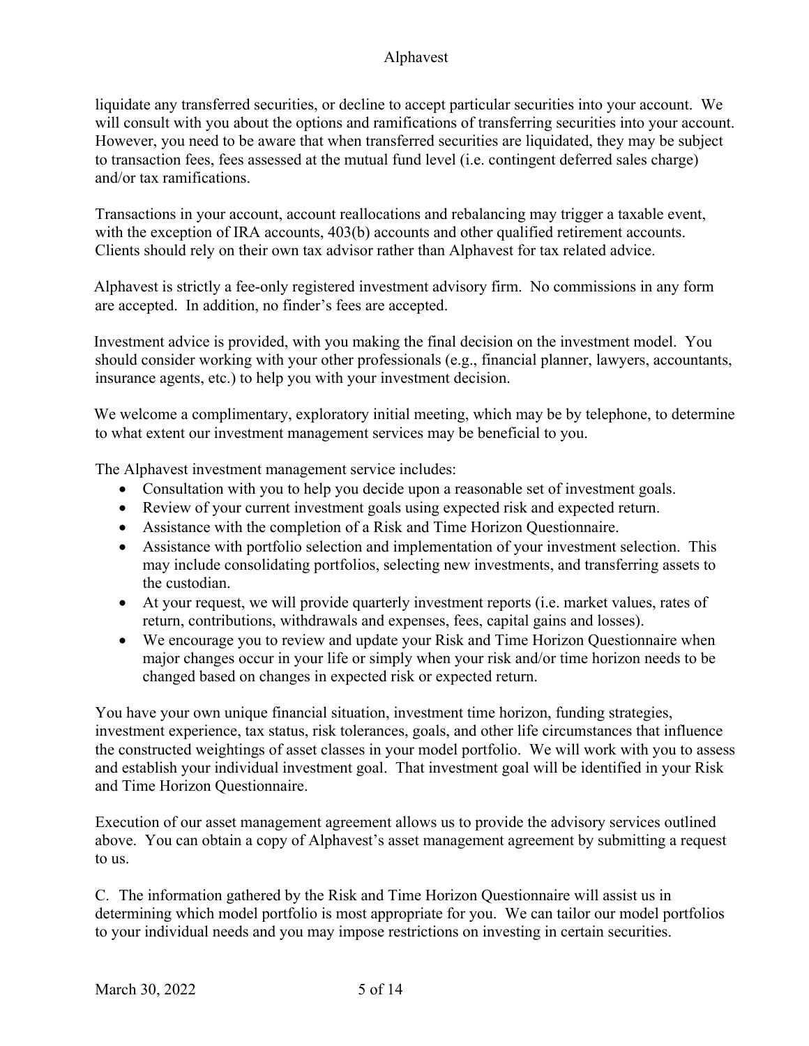liquidate any transferred securities, or decline to accept particular securities into your account. We will consult with you about the options and ramifications of transferring securities into your account. However, you need to be aware that when transferred securities are liquidated, they may be subject to transaction fees, fees assessed at the mutual fund level (i.e. contingent deferred sales charge) and/or tax ramifications.

Transactions in your account, account reallocations and rebalancing may trigger a taxable event, with the exception of IRA accounts, 403(b) accounts and other qualified retirement accounts. Clients should rely on their own tax advisor rather than Alphavest for tax related advice.

Alphavest is strictly a fee-only registered investment advisory firm. No commissions in any form are accepted. In addition, no finder's fees are accepted.

Investment advice is provided, with you making the final decision on the investment model. You should consider working with your other professionals (e.g., financial planner, lawyers, accountants, insurance agents, etc.) to help you with your investment decision.

We welcome a complimentary, exploratory initial meeting, which may be by telephone, to determine to what extent our investment management services may be beneficial to you.

The Alphavest investment management service includes:

- Consultation with you to help you decide upon a reasonable set of investment goals.
- Review of your current investment goals using expected risk and expected return.
- Assistance with the completion of a Risk and Time Horizon Questionnaire.
- Assistance with portfolio selection and implementation of your investment selection. This may include consolidating portfolios, selecting new investments, and transferring assets to the custodian.
- At your request, we will provide quarterly investment reports (i.e. market values, rates of return, contributions, withdrawals and expenses, fees, capital gains and losses).
- We encourage you to review and update your Risk and Time Horizon Questionnaire when major changes occur in your life or simply when your risk and/or time horizon needs to be changed based on changes in expected risk or expected return.

You have your own unique financial situation, investment time horizon, funding strategies, investment experience, tax status, risk tolerances, goals, and other life circumstances that influence the constructed weightings of asset classes in your model portfolio. We will work with you to assess and establish your individual investment goal. That investment goal will be identified in your Risk and Time Horizon Questionnaire.

Execution of our asset management agreement allows us to provide the advisory services outlined above. You can obtain a copy of Alphavest's asset management agreement by submitting a request to us.

C. The information gathered by the Risk and Time Horizon Questionnaire will assist us in determining which model portfolio is most appropriate for you. We can tailor our model portfolios to your individual needs and you may impose restrictions on investing in certain securities.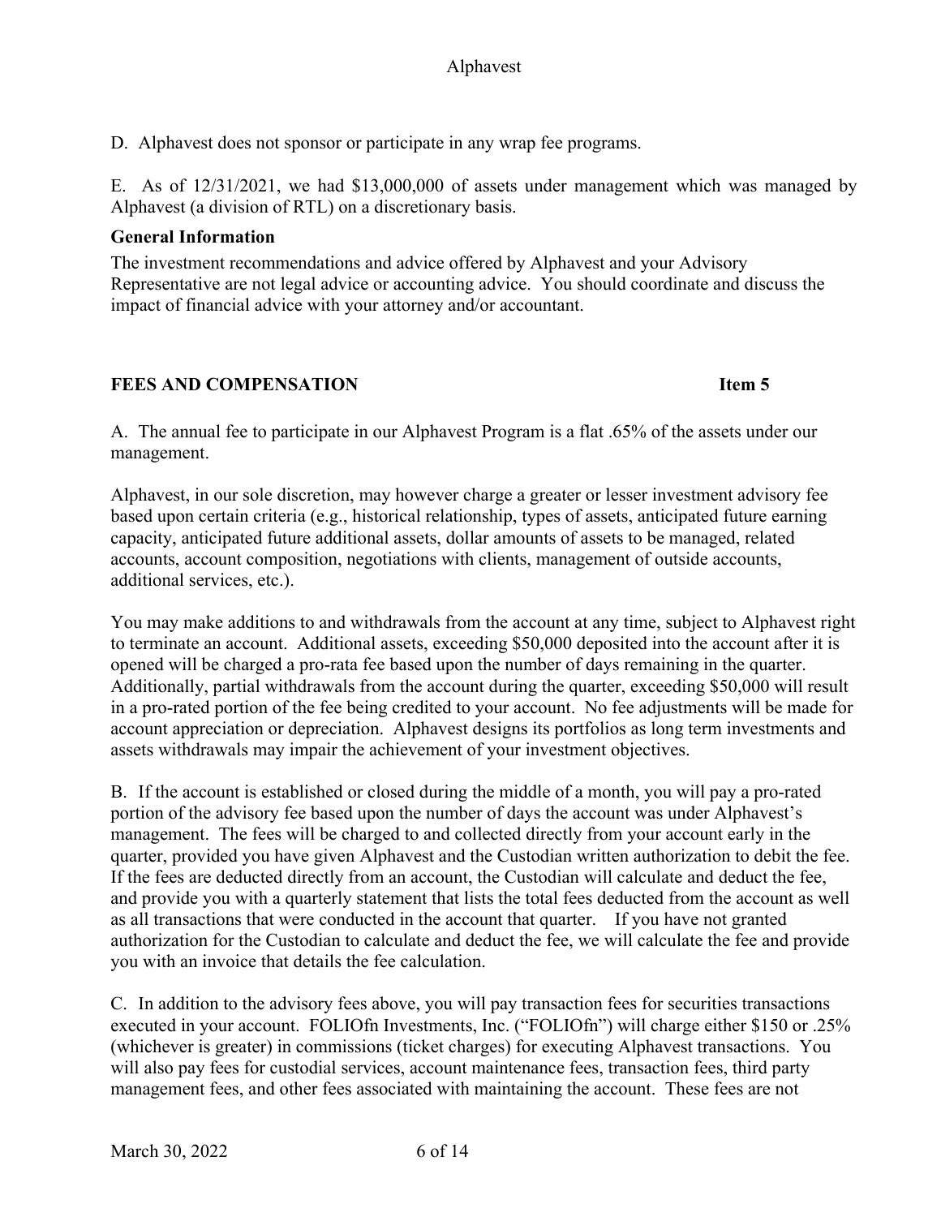D. Alphavest does not sponsor or participate in any wrap fee programs.

E. As of 12/31/2021, we had $13,000,000 of assets under management which was managed by Alphavest (a division of RTL) on a discretionary basis.

**General Information**

The investment recommendations and advice offered by Alphavest and your Advisory Representative are not legal advice or accounting advice. You should coordinate and discuss the impact of financial advice with your attorney and/or accountant.

## FEES AND COMPENSATION Item 5

A. The annual fee to participate in our Alphavest Program is a flat .65% of the assets under our management.

Alphavest, in our sole discretion, may however charge a greater or lesser investment advisory fee based upon certain criteria (e.g., historical relationship, types of assets, anticipated future earning capacity, anticipated future additional assets, dollar amounts of assets to be managed, related accounts, account composition, negotiations with clients, management of outside accounts, additional services, etc.).

You may make additions to and withdrawals from the account at any time, subject to Alphavest right to terminate an account. Additional assets, exceeding $50,000 deposited into the account after it is opened will be charged a pro-rata fee based upon the number of days remaining in the quarter. Additionally, partial withdrawals from the account during the quarter, exceeding $50,000 will result in a pro-rated portion of the fee being credited to your account. No fee adjustments will be made for account appreciation or depreciation. Alphavest designs its portfolios as long term investments and assets withdrawals may impair the achievement of your investment objectives.

B. If the account is established or closed during the middle of a month, you will pay a pro-rated portion of the advisory fee based upon the number of days the account was under Alphavest's management. The fees will be charged to and collected directly from your account early in the quarter, provided you have given Alphavest and the Custodian written authorization to debit the fee. If the fees are deducted directly from an account, the Custodian will calculate and deduct the fee, and provide you with a quarterly statement that lists the total fees deducted from the account as well as all transactions that were conducted in the account that quarter. If you have not granted authorization for the Custodian to calculate and deduct the fee, we will calculate the fee and provide you with an invoice that details the fee calculation.

C. In addition to the advisory fees above, you will pay transaction fees for securities transactions executed in your account. FOLIOfn Investments, Inc. ("FOLIOfn") will charge either $150 or .25% (whichever is greater) in commissions (ticket charges) for executing Alphavest transactions. You will also pay fees for custodial services, account maintenance fees, transaction fees, third party management fees, and other fees associated with maintaining the account. These fees are not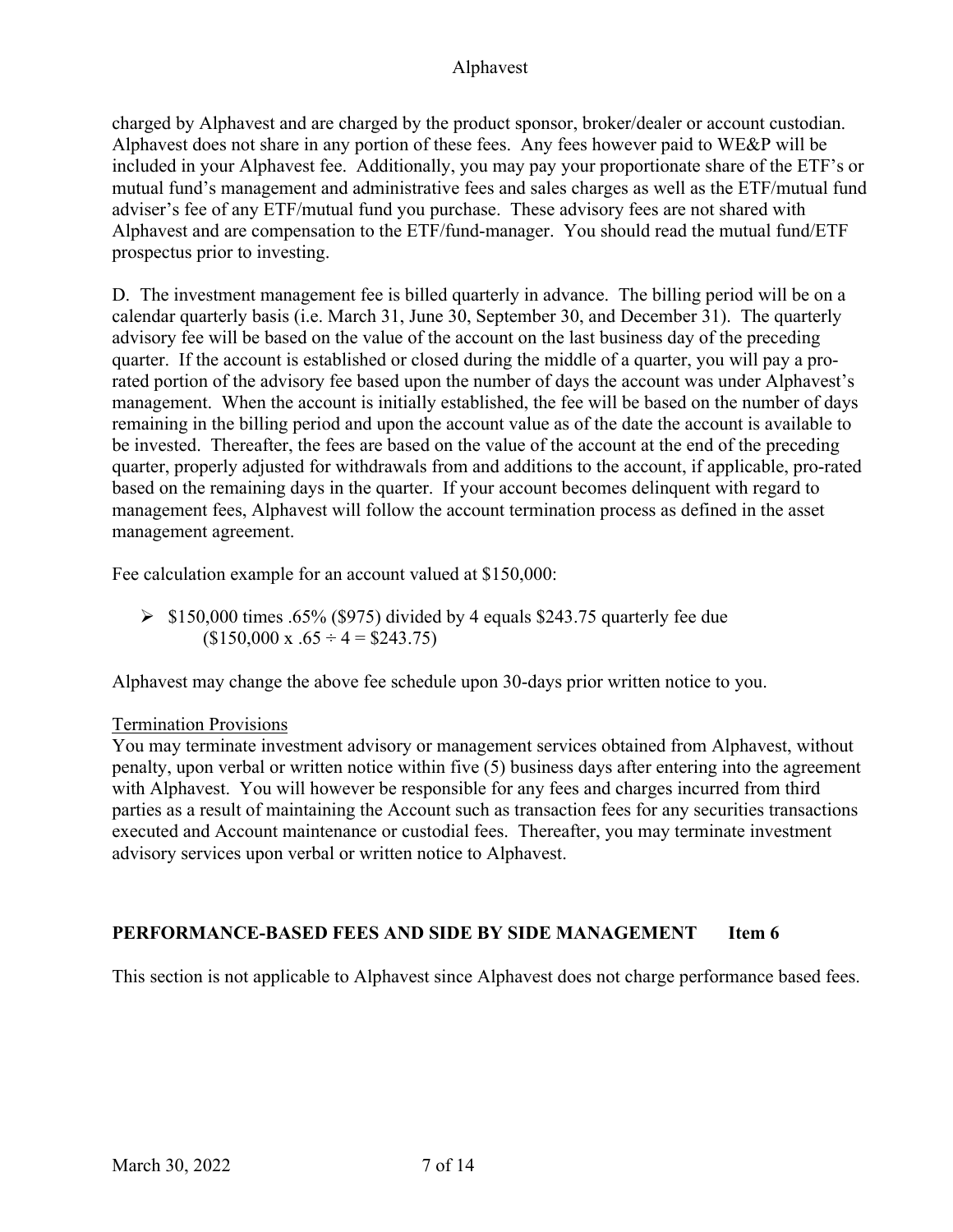charged by Alphavest and are charged by the product sponsor, broker/dealer or account custodian. Alphavest does not share in any portion of these fees. Any fees however paid to WE&P will be included in your Alphavest fee. Additionally, you may pay your proportionate share of the ETF's or mutual fund's management and administrative fees and sales charges as well as the ETF/mutual fund adviser's fee of any ETF/mutual fund you purchase. These advisory fees are not shared with Alphavest and are compensation to the ETF/fund-manager. You should read the mutual fund/ETF prospectus prior to investing.

D. The investment management fee is billed quarterly in advance. The billing period will be on a calendar quarterly basis (i.e. March 31, June 30, September 30, and December 31). The quarterly advisory fee will be based on the value of the account on the last business day of the preceding quarter. If the account is established or closed during the middle of a quarter, you will pay a pro-rated portion of the advisory fee based upon the number of days the account was under Alphavest's management. When the account is initially established, the fee will be based on the number of days remaining in the billing period and upon the account value as of the date the account is available to be invested. Thereafter, the fees are based on the value of the account at the end of the preceding quarter, properly adjusted for withdrawals from and additions to the account, if applicable, pro-rated based on the remaining days in the quarter. If your account becomes delinquent with regard to management fees, Alphavest will follow the account termination process as defined in the asset management agreement.

Fee calculation example for an account valued at $150,000:

- $150,000 times .65% ($975) divided by 4 equals $243.75 quarterly fee due ($150,000 x .65 ÷ 4 = $243.75)

Alphavest may change the above fee schedule upon 30-days prior written notice to you.

<u>Termination Provisions</u>

You may terminate investment advisory or management services obtained from Alphavest, without penalty, upon verbal or written notice within five (5) business days after entering into the agreement with Alphavest. You will however be responsible for any fees and charges incurred from third parties as a result of maintaining the Account such as transaction fees for any securities transactions executed and Account maintenance or custodial fees. Thereafter, you may terminate investment advisory services upon verbal or written notice to Alphavest.

## PERFORMANCE-BASED FEES AND SIDE BY SIDE MANAGEMENT Item 6

This section is not applicable to Alphavest since Alphavest does not charge performance based fees.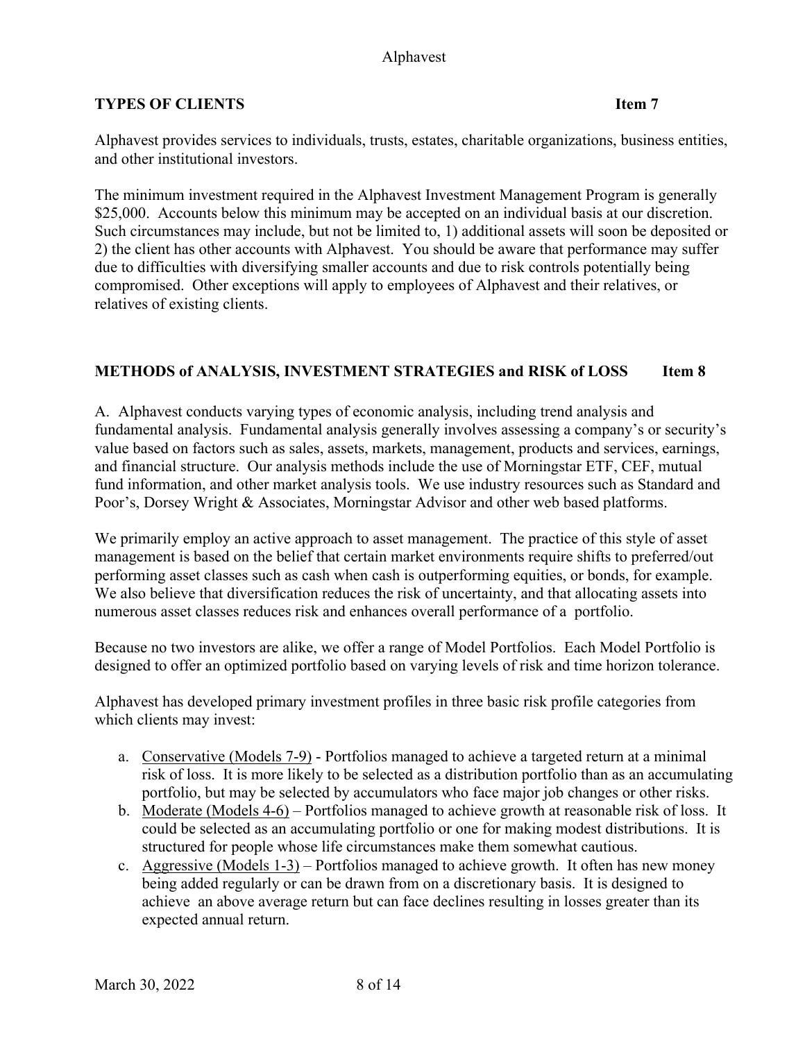## TYPES OF CLIENTS — Item 7

Alphavest provides services to individuals, trusts, estates, charitable organizations, business entities, and other institutional investors.

The minimum investment required in the Alphavest Investment Management Program is generally $25,000. Accounts below this minimum may be accepted on an individual basis at our discretion. Such circumstances may include, but not be limited to, 1) additional assets will soon be deposited or 2) the client has other accounts with Alphavest. You should be aware that performance may suffer due to difficulties with diversifying smaller accounts and due to risk controls potentially being compromised. Other exceptions will apply to employees of Alphavest and their relatives, or relatives of existing clients.

## METHODS of ANALYSIS, INVESTMENT STRATEGIES and RISK of LOSS — Item 8

A. Alphavest conducts varying types of economic analysis, including trend analysis and fundamental analysis. Fundamental analysis generally involves assessing a company's or security's value based on factors such as sales, assets, markets, management, products and services, earnings, and financial structure. Our analysis methods include the use of Morningstar ETF, CEF, mutual fund information, and other market analysis tools. We use industry resources such as Standard and Poor's, Dorsey Wright & Associates, Morningstar Advisor and other web based platforms.

We primarily employ an active approach to asset management. The practice of this style of asset management is based on the belief that certain market environments require shifts to preferred/out performing asset classes such as cash when cash is outperforming equities, or bonds, for example. We also believe that diversification reduces the risk of uncertainty, and that allocating assets into numerous asset classes reduces risk and enhances overall performance of a portfolio.

Because no two investors are alike, we offer a range of Model Portfolios. Each Model Portfolio is designed to offer an optimized portfolio based on varying levels of risk and time horizon tolerance.

Alphavest has developed primary investment profiles in three basic risk profile categories from which clients may invest:

a. Conservative (Models 7-9) - Portfolios managed to achieve a targeted return at a minimal risk of loss. It is more likely to be selected as a distribution portfolio than as an accumulating portfolio, but may be selected by accumulators who face major job changes or other risks.

b. Moderate (Models 4-6) – Portfolios managed to achieve growth at reasonable risk of loss. It could be selected as an accumulating portfolio or one for making modest distributions. It is structured for people whose life circumstances make them somewhat cautious.

c. Aggressive (Models 1-3) – Portfolios managed to achieve growth. It often has new money being added regularly or can be drawn from on a discretionary basis. It is designed to achieve an above average return but can face declines resulting in losses greater than its expected annual return.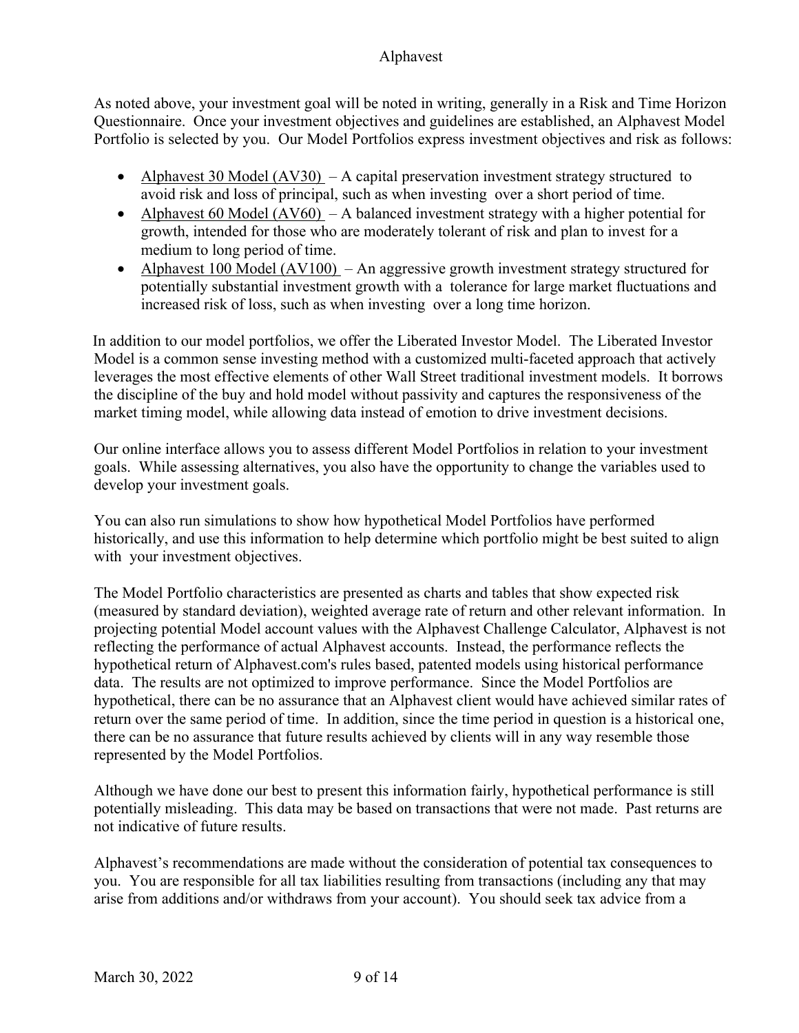As noted above, your investment goal will be noted in writing, generally in a Risk and Time Horizon Questionnaire. Once your investment objectives and guidelines are established, an Alphavest Model Portfolio is selected by you. Our Model Portfolios express investment objectives and risk as follows:

- Alphavest 30 Model (AV30) – A capital preservation investment strategy structured to avoid risk and loss of principal, such as when investing over a short period of time.
- Alphavest 60 Model (AV60) – A balanced investment strategy with a higher potential for growth, intended for those who are moderately tolerant of risk and plan to invest for a medium to long period of time.
- Alphavest 100 Model (AV100) – An aggressive growth investment strategy structured for potentially substantial investment growth with a tolerance for large market fluctuations and increased risk of loss, such as when investing over a long time horizon.

In addition to our model portfolios, we offer the Liberated Investor Model. The Liberated Investor Model is a common sense investing method with a customized multi-faceted approach that actively leverages the most effective elements of other Wall Street traditional investment models. It borrows the discipline of the buy and hold model without passivity and captures the responsiveness of the market timing model, while allowing data instead of emotion to drive investment decisions.

Our online interface allows you to assess different Model Portfolios in relation to your investment goals. While assessing alternatives, you also have the opportunity to change the variables used to develop your investment goals.

You can also run simulations to show how hypothetical Model Portfolios have performed historically, and use this information to help determine which portfolio might be best suited to align with your investment objectives.

The Model Portfolio characteristics are presented as charts and tables that show expected risk (measured by standard deviation), weighted average rate of return and other relevant information. In projecting potential Model account values with the Alphavest Challenge Calculator, Alphavest is not reflecting the performance of actual Alphavest accounts. Instead, the performance reflects the hypothetical return of Alphavest.com's rules based, patented models using historical performance data. The results are not optimized to improve performance. Since the Model Portfolios are hypothetical, there can be no assurance that an Alphavest client would have achieved similar rates of return over the same period of time. In addition, since the time period in question is a historical one, there can be no assurance that future results achieved by clients will in any way resemble those represented by the Model Portfolios.

Although we have done our best to present this information fairly, hypothetical performance is still potentially misleading. This data may be based on transactions that were not made. Past returns are not indicative of future results.

Alphavest's recommendations are made without the consideration of potential tax consequences to you. You are responsible for all tax liabilities resulting from transactions (including any that may arise from additions and/or withdraws from your account). You should seek tax advice from a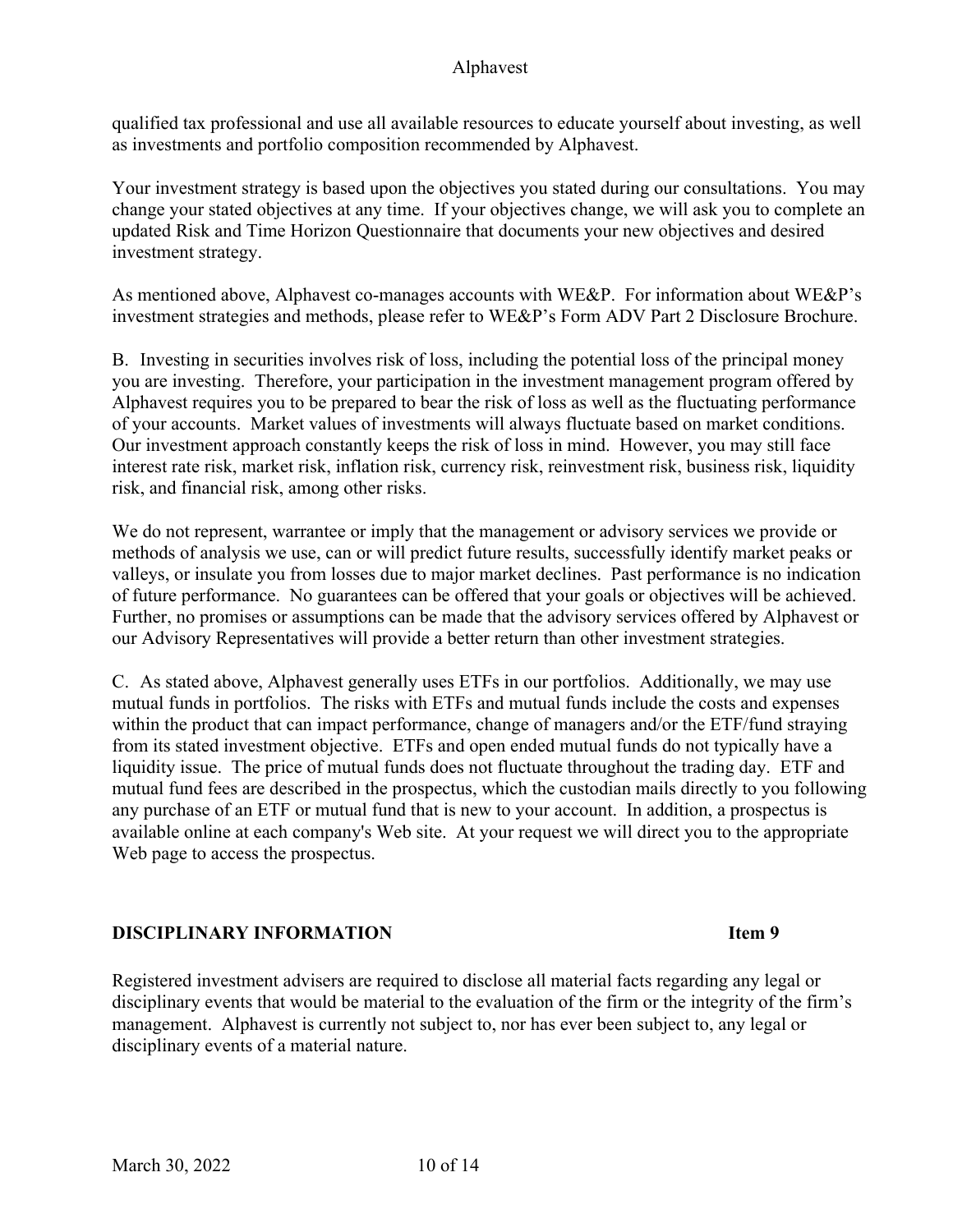qualified tax professional and use all available resources to educate yourself about investing, as well as investments and portfolio composition recommended by Alphavest.

Your investment strategy is based upon the objectives you stated during our consultations. You may change your stated objectives at any time. If your objectives change, we will ask you to complete an updated Risk and Time Horizon Questionnaire that documents your new objectives and desired investment strategy.

As mentioned above, Alphavest co-manages accounts with WE&P. For information about WE&P's investment strategies and methods, please refer to WE&P's Form ADV Part 2 Disclosure Brochure.

B. Investing in securities involves risk of loss, including the potential loss of the principal money you are investing. Therefore, your participation in the investment management program offered by Alphavest requires you to be prepared to bear the risk of loss as well as the fluctuating performance of your accounts. Market values of investments will always fluctuate based on market conditions. Our investment approach constantly keeps the risk of loss in mind. However, you may still face interest rate risk, market risk, inflation risk, currency risk, reinvestment risk, business risk, liquidity risk, and financial risk, among other risks.

We do not represent, warrantee or imply that the management or advisory services we provide or methods of analysis we use, can or will predict future results, successfully identify market peaks or valleys, or insulate you from losses due to major market declines. Past performance is no indication of future performance. No guarantees can be offered that your goals or objectives will be achieved. Further, no promises or assumptions can be made that the advisory services offered by Alphavest or our Advisory Representatives will provide a better return than other investment strategies.

C. As stated above, Alphavest generally uses ETFs in our portfolios. Additionally, we may use mutual funds in portfolios. The risks with ETFs and mutual funds include the costs and expenses within the product that can impact performance, change of managers and/or the ETF/fund straying from its stated investment objective. ETFs and open ended mutual funds do not typically have a liquidity issue. The price of mutual funds does not fluctuate throughout the trading day. ETF and mutual fund fees are described in the prospectus, which the custodian mails directly to you following any purchase of an ETF or mutual fund that is new to your account. In addition, a prospectus is available online at each company's Web site. At your request we will direct you to the appropriate Web page to access the prospectus.

## DISCIPLINARY INFORMATION — Item 9

Registered investment advisers are required to disclose all material facts regarding any legal or disciplinary events that would be material to the evaluation of the firm or the integrity of the firm's management. Alphavest is currently not subject to, nor has ever been subject to, any legal or disciplinary events of a material nature.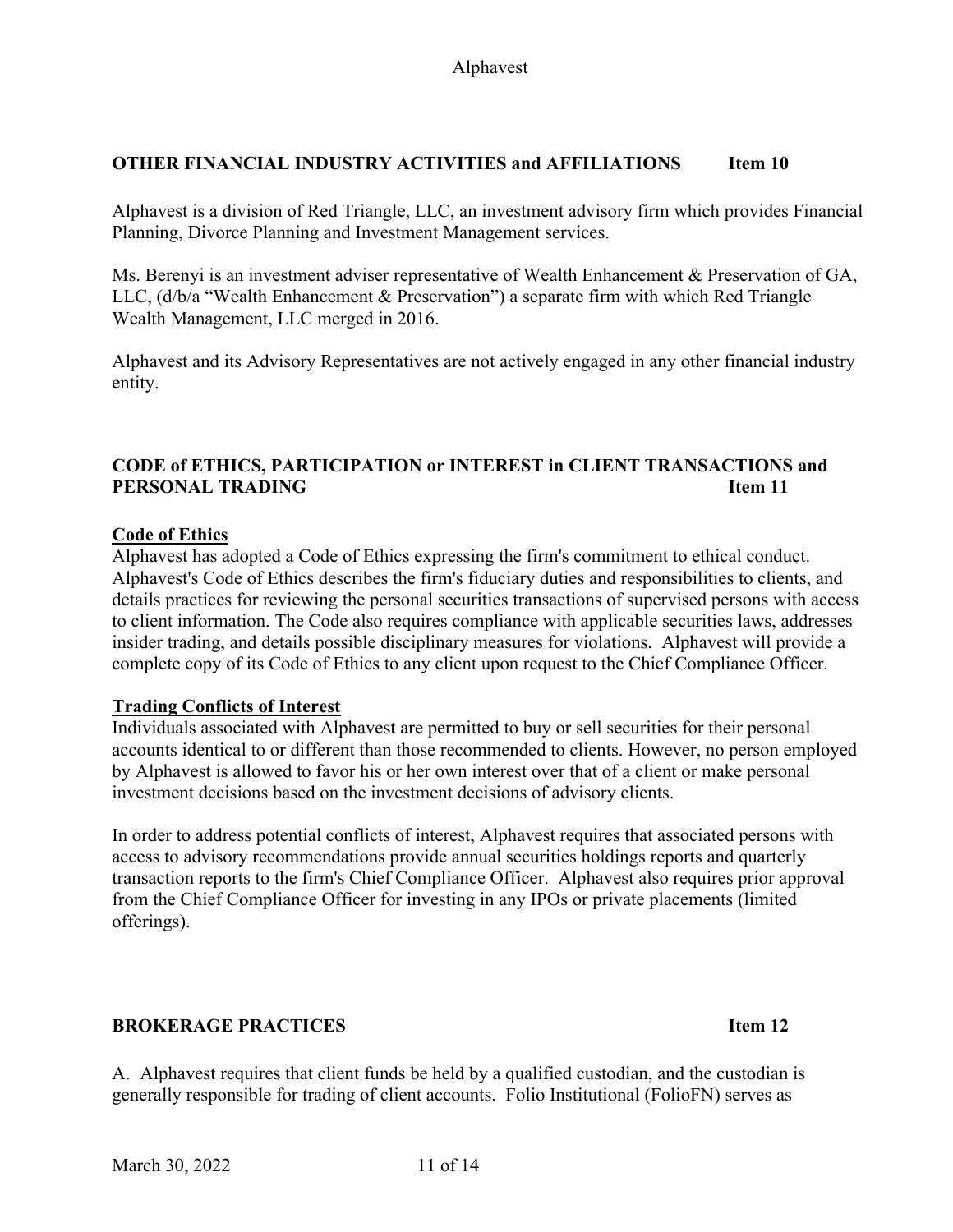## OTHER FINANCIAL INDUSTRY ACTIVITIES and AFFILIATIONS Item 10

Alphavest is a division of Red Triangle, LLC, an investment advisory firm which provides Financial Planning, Divorce Planning and Investment Management services.

Ms. Berenyi is an investment adviser representative of Wealth Enhancement & Preservation of GA, LLC, (d/b/a "Wealth Enhancement & Preservation") a separate firm with which Red Triangle Wealth Management, LLC merged in 2016.

Alphavest and its Advisory Representatives are not actively engaged in any other financial industry entity.

## CODE of ETHICS, PARTICIPATION or INTEREST in CLIENT TRANSACTIONS and PERSONAL TRADING Item 11

**Code of Ethics**

Alphavest has adopted a Code of Ethics expressing the firm's commitment to ethical conduct. Alphavest's Code of Ethics describes the firm's fiduciary duties and responsibilities to clients, and details practices for reviewing the personal securities transactions of supervised persons with access to client information. The Code also requires compliance with applicable securities laws, addresses insider trading, and details possible disciplinary measures for violations. Alphavest will provide a complete copy of its Code of Ethics to any client upon request to the Chief Compliance Officer.

**Trading Conflicts of Interest**

Individuals associated with Alphavest are permitted to buy or sell securities for their personal accounts identical to or different than those recommended to clients. However, no person employed by Alphavest is allowed to favor his or her own interest over that of a client or make personal investment decisions based on the investment decisions of advisory clients.

In order to address potential conflicts of interest, Alphavest requires that associated persons with access to advisory recommendations provide annual securities holdings reports and quarterly transaction reports to the firm's Chief Compliance Officer. Alphavest also requires prior approval from the Chief Compliance Officer for investing in any IPOs or private placements (limited offerings).

## BROKERAGE PRACTICES Item 12

A. Alphavest requires that client funds be held by a qualified custodian, and the custodian is generally responsible for trading of client accounts. Folio Institutional (FolioFN) serves as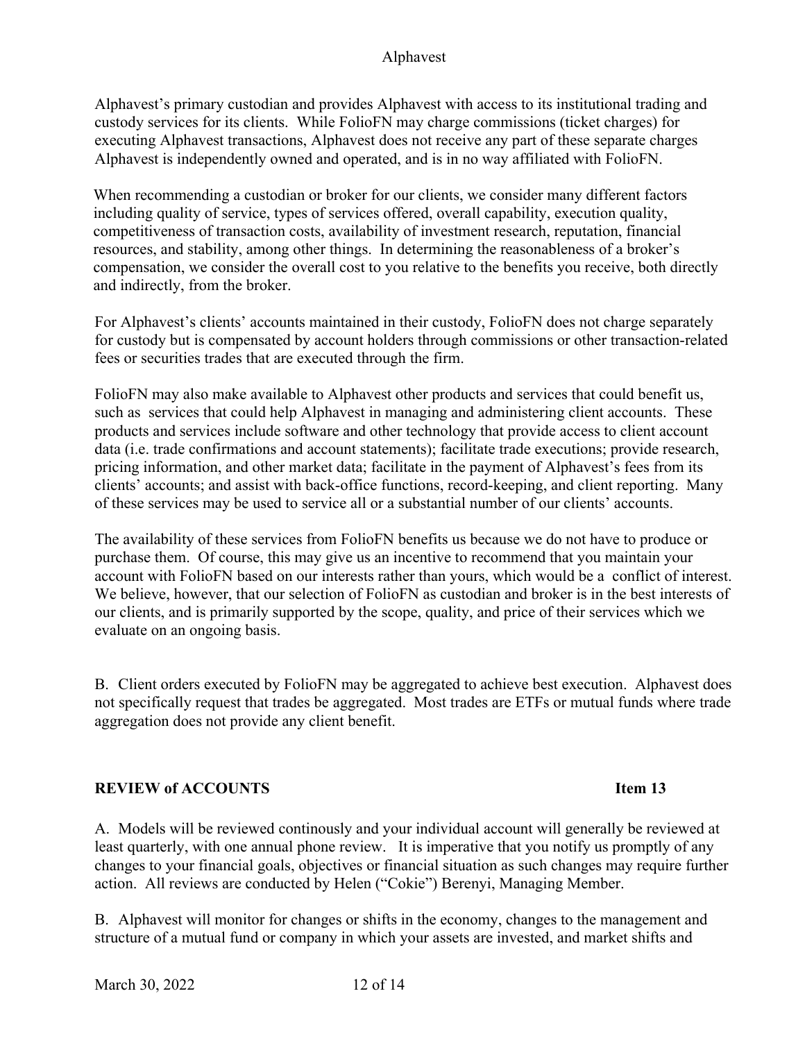Alphavest's primary custodian and provides Alphavest with access to its institutional trading and custody services for its clients. While FolioFN may charge commissions (ticket charges) for executing Alphavest transactions, Alphavest does not receive any part of these separate charges Alphavest is independently owned and operated, and is in no way affiliated with FolioFN.

When recommending a custodian or broker for our clients, we consider many different factors including quality of service, types of services offered, overall capability, execution quality, competitiveness of transaction costs, availability of investment research, reputation, financial resources, and stability, among other things. In determining the reasonableness of a broker's compensation, we consider the overall cost to you relative to the benefits you receive, both directly and indirectly, from the broker.

For Alphavest's clients' accounts maintained in their custody, FolioFN does not charge separately for custody but is compensated by account holders through commissions or other transaction-related fees or securities trades that are executed through the firm.

FolioFN may also make available to Alphavest other products and services that could benefit us, such as services that could help Alphavest in managing and administering client accounts. These products and services include software and other technology that provide access to client account data (i.e. trade confirmations and account statements); facilitate trade executions; provide research, pricing information, and other market data; facilitate in the payment of Alphavest's fees from its clients' accounts; and assist with back-office functions, record-keeping, and client reporting. Many of these services may be used to service all or a substantial number of our clients' accounts.

The availability of these services from FolioFN benefits us because we do not have to produce or purchase them. Of course, this may give us an incentive to recommend that you maintain your account with FolioFN based on our interests rather than yours, which would be a conflict of interest. We believe, however, that our selection of FolioFN as custodian and broker is in the best interests of our clients, and is primarily supported by the scope, quality, and price of their services which we evaluate on an ongoing basis.

B. Client orders executed by FolioFN may be aggregated to achieve best execution. Alphavest does not specifically request that trades be aggregated. Most trades are ETFs or mutual funds where trade aggregation does not provide any client benefit.

## REVIEW of ACCOUNTS — Item 13

A. Models will be reviewed continously and your individual account will generally be reviewed at least quarterly, with one annual phone review. It is imperative that you notify us promptly of any changes to your financial goals, objectives or financial situation as such changes may require further action. All reviews are conducted by Helen ("Cokie") Berenyi, Managing Member.

B. Alphavest will monitor for changes or shifts in the economy, changes to the management and structure of a mutual fund or company in which your assets are invested, and market shifts and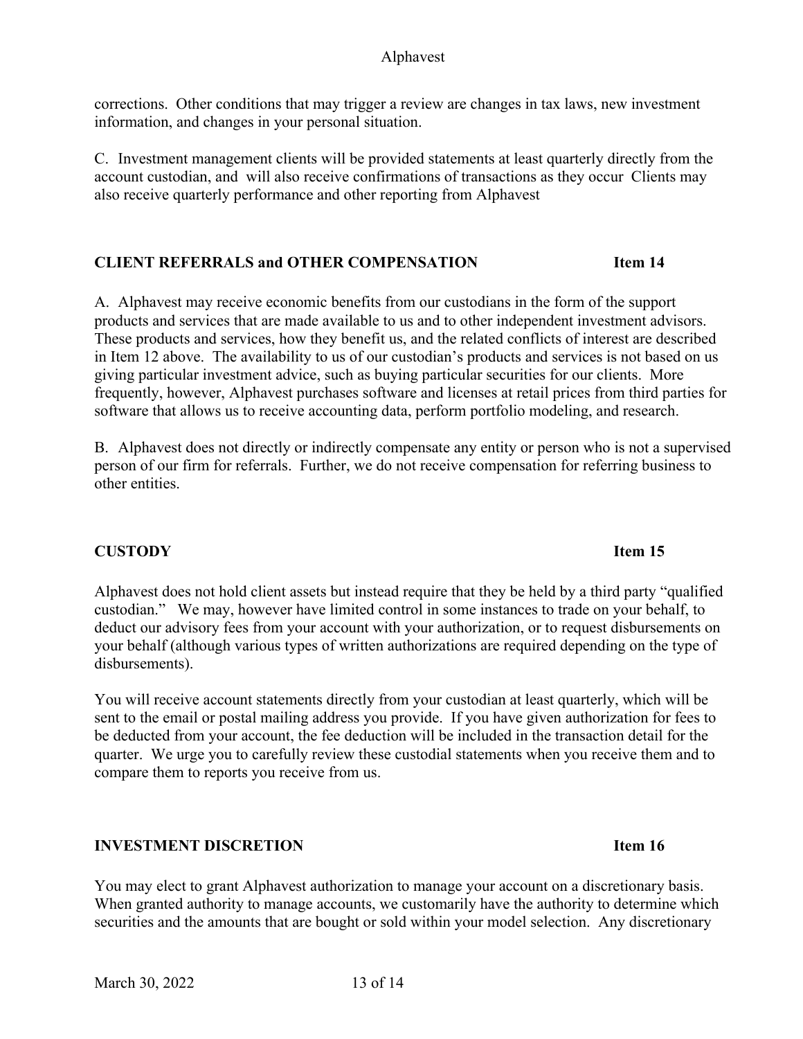corrections. Other conditions that may trigger a review are changes in tax laws, new investment information, and changes in your personal situation.

C. Investment management clients will be provided statements at least quarterly directly from the account custodian, and will also receive confirmations of transactions as they occur Clients may also receive quarterly performance and other reporting from Alphavest

## CLIENT REFERRALS and OTHER COMPENSATION — Item 14

A. Alphavest may receive economic benefits from our custodians in the form of the support products and services that are made available to us and to other independent investment advisors. These products and services, how they benefit us, and the related conflicts of interest are described in Item 12 above. The availability to us of our custodian's products and services is not based on us giving particular investment advice, such as buying particular securities for our clients. More frequently, however, Alphavest purchases software and licenses at retail prices from third parties for software that allows us to receive accounting data, perform portfolio modeling, and research.

B. Alphavest does not directly or indirectly compensate any entity or person who is not a supervised person of our firm for referrals. Further, we do not receive compensation for referring business to other entities.

## CUSTODY — Item 15

Alphavest does not hold client assets but instead require that they be held by a third party "qualified custodian." We may, however have limited control in some instances to trade on your behalf, to deduct our advisory fees from your account with your authorization, or to request disbursements on your behalf (although various types of written authorizations are required depending on the type of disbursements).

You will receive account statements directly from your custodian at least quarterly, which will be sent to the email or postal mailing address you provide. If you have given authorization for fees to be deducted from your account, the fee deduction will be included in the transaction detail for the quarter. We urge you to carefully review these custodial statements when you receive them and to compare them to reports you receive from us.

## INVESTMENT DISCRETION — Item 16

You may elect to grant Alphavest authorization to manage your account on a discretionary basis. When granted authority to manage accounts, we customarily have the authority to determine which securities and the amounts that are bought or sold within your model selection. Any discretionary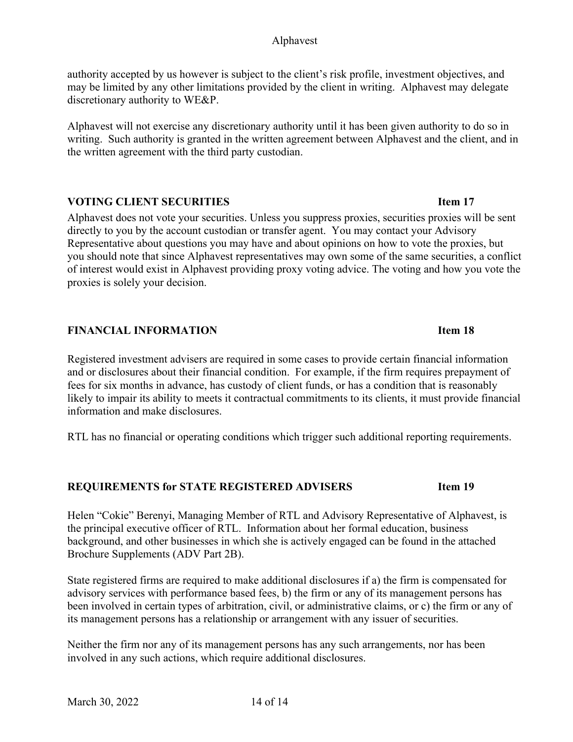authority accepted by us however is subject to the client's risk profile, investment objectives, and may be limited by any other limitations provided by the client in writing. Alphavest may delegate discretionary authority to WE&P.

Alphavest will not exercise any discretionary authority until it has been given authority to do so in writing. Such authority is granted in the written agreement between Alphavest and the client, and in the written agreement with the third party custodian.

## VOTING CLIENT SECURITIES — Item 17

Alphavest does not vote your securities. Unless you suppress proxies, securities proxies will be sent directly to you by the account custodian or transfer agent. You may contact your Advisory Representative about questions you may have and about opinions on how to vote the proxies, but you should note that since Alphavest representatives may own some of the same securities, a conflict of interest would exist in Alphavest providing proxy voting advice. The voting and how you vote the proxies is solely your decision.

## FINANCIAL INFORMATION — Item 18

Registered investment advisers are required in some cases to provide certain financial information and or disclosures about their financial condition. For example, if the firm requires prepayment of fees for six months in advance, has custody of client funds, or has a condition that is reasonably likely to impair its ability to meets it contractual commitments to its clients, it must provide financial information and make disclosures.

RTL has no financial or operating conditions which trigger such additional reporting requirements.

## REQUIREMENTS for STATE REGISTERED ADVISERS — Item 19

Helen "Cokie" Berenyi, Managing Member of RTL and Advisory Representative of Alphavest, is the principal executive officer of RTL. Information about her formal education, business background, and other businesses in which she is actively engaged can be found in the attached Brochure Supplements (ADV Part 2B).

State registered firms are required to make additional disclosures if a) the firm is compensated for advisory services with performance based fees, b) the firm or any of its management persons has been involved in certain types of arbitration, civil, or administrative claims, or c) the firm or any of its management persons has a relationship or arrangement with any issuer of securities.

Neither the firm nor any of its management persons has any such arrangements, nor has been involved in any such actions, which require additional disclosures.

March 30, 2022